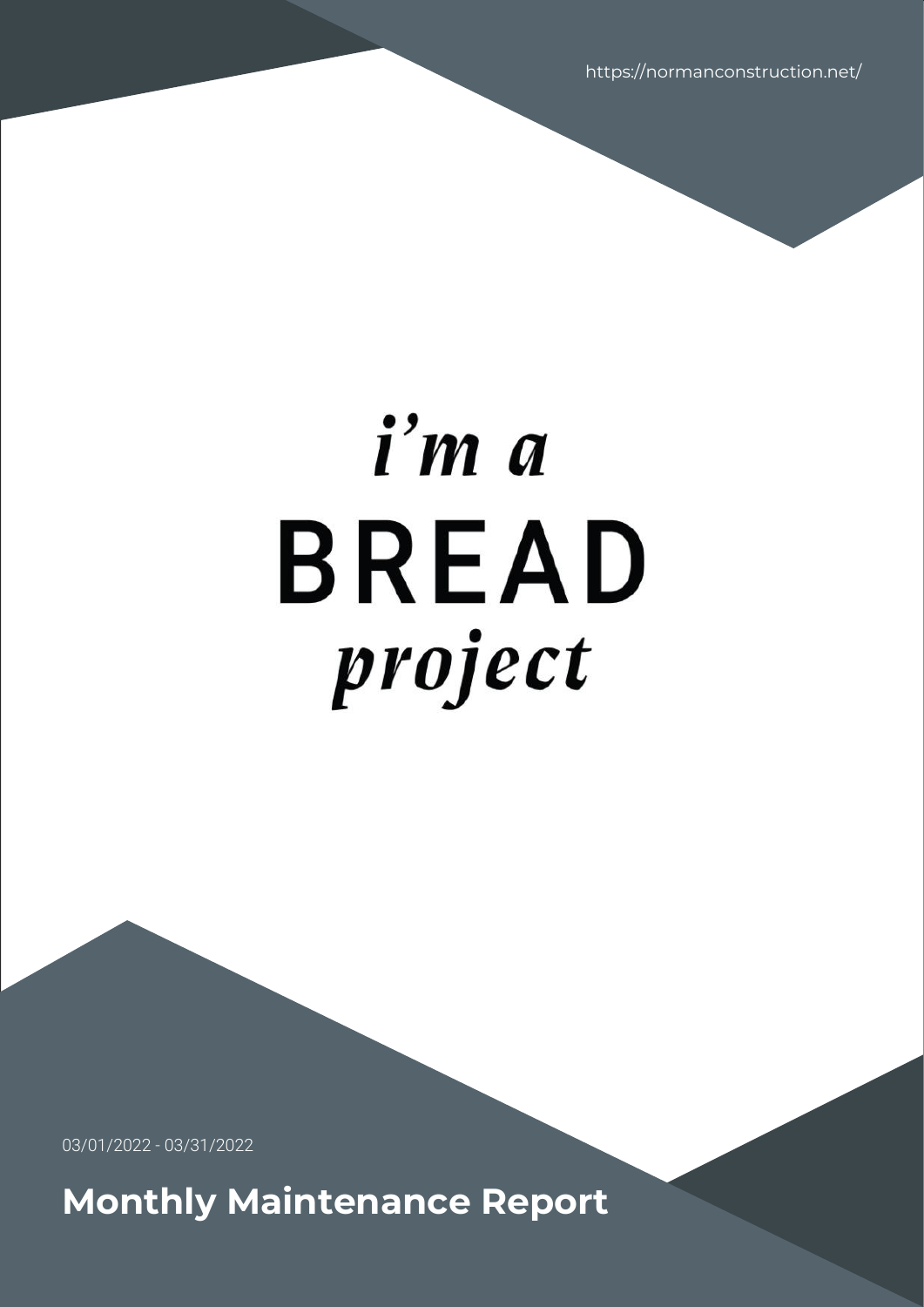https://normanconstruction.net/

*i'm a*

# BREAD

*project*

03/01/2022 - 03/31/2022

## Monthly Maintenance Report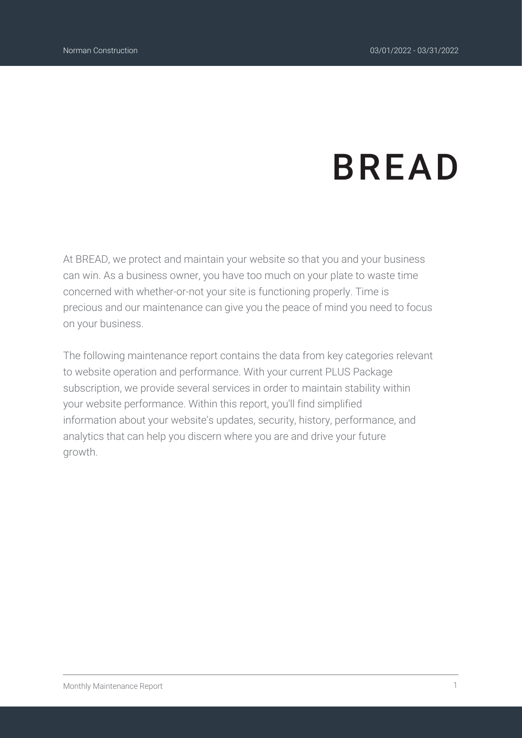# BREAD

At BREAD, we protect and maintain your website so that you and your business can win. As a business owner, you have too much on your plate to waste time concerned with whether-or-not your site is functioning properly. Time is precious and our maintenance can give you the peace of mind you need to focus on your business.

The following maintenance report contains the data from key categories relevant to website operation and performance. With your current PLUS Package subscription, we provide several services in order to maintain stability within your website performance. Within this report, you'll find simplified information about your website's updates, security, history, performance, and analytics that can help you discern where you are and drive your future growth.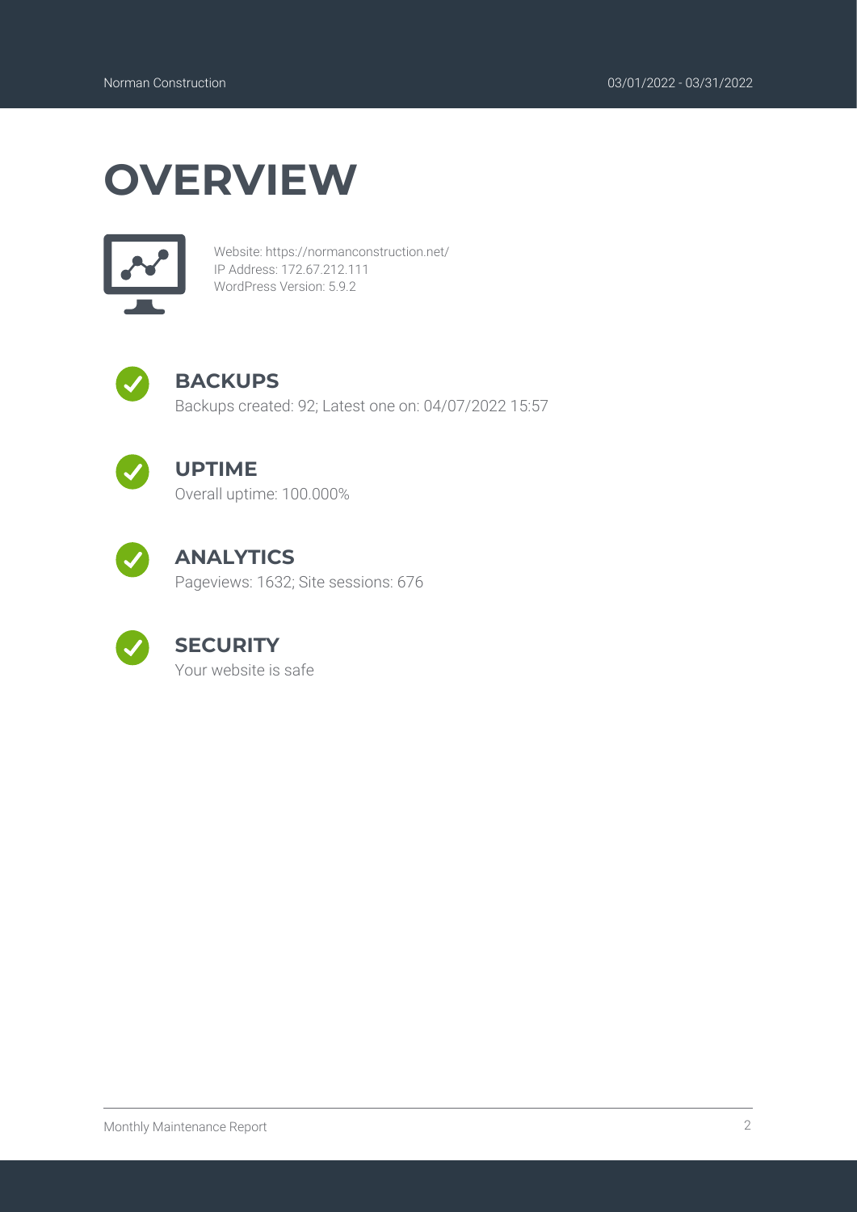# OVERVIEW

Website: https://normanconstruction.net/
IP Address: 172.67.212.111
WordPress Version: 5.9.2

## BACKUPS

Backups created: 92; Latest one on: 04/07/2022 15:57

## UPTIME

Overall uptime: 100.000%

## ANALYTICS

Pageviews: 1632; Site sessions: 676

## SECURITY

Your website is safe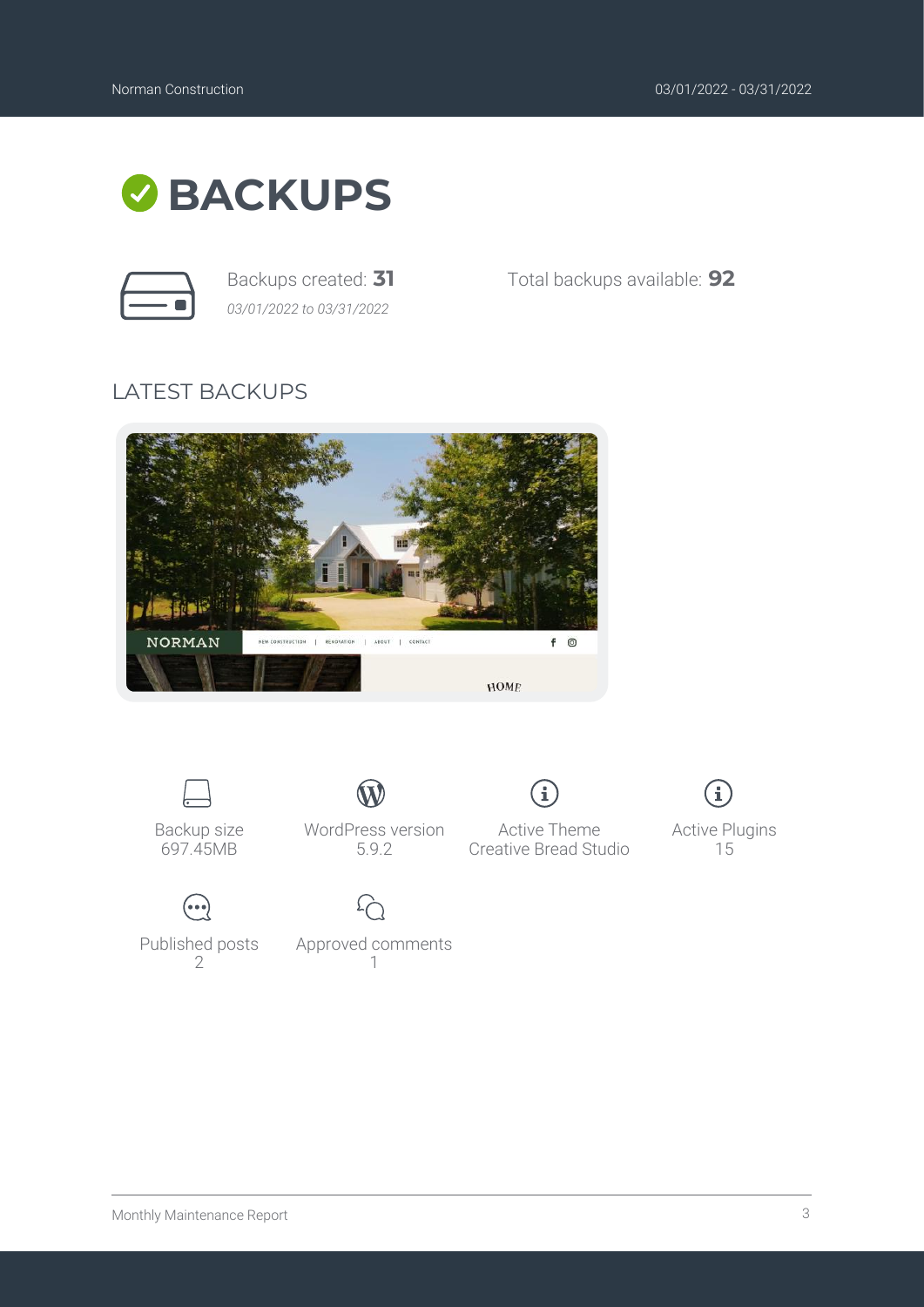# BACKUPS

Backups created: **31**

*03/01/2022 to 03/31/2022*

Total backups available: **92**

## LATEST BACKUPS

Backup size
697.45MB

WordPress version
5.9.2

Active Theme
Creative Bread Studio

Active Plugins
15

Published posts
2

Approved comments
1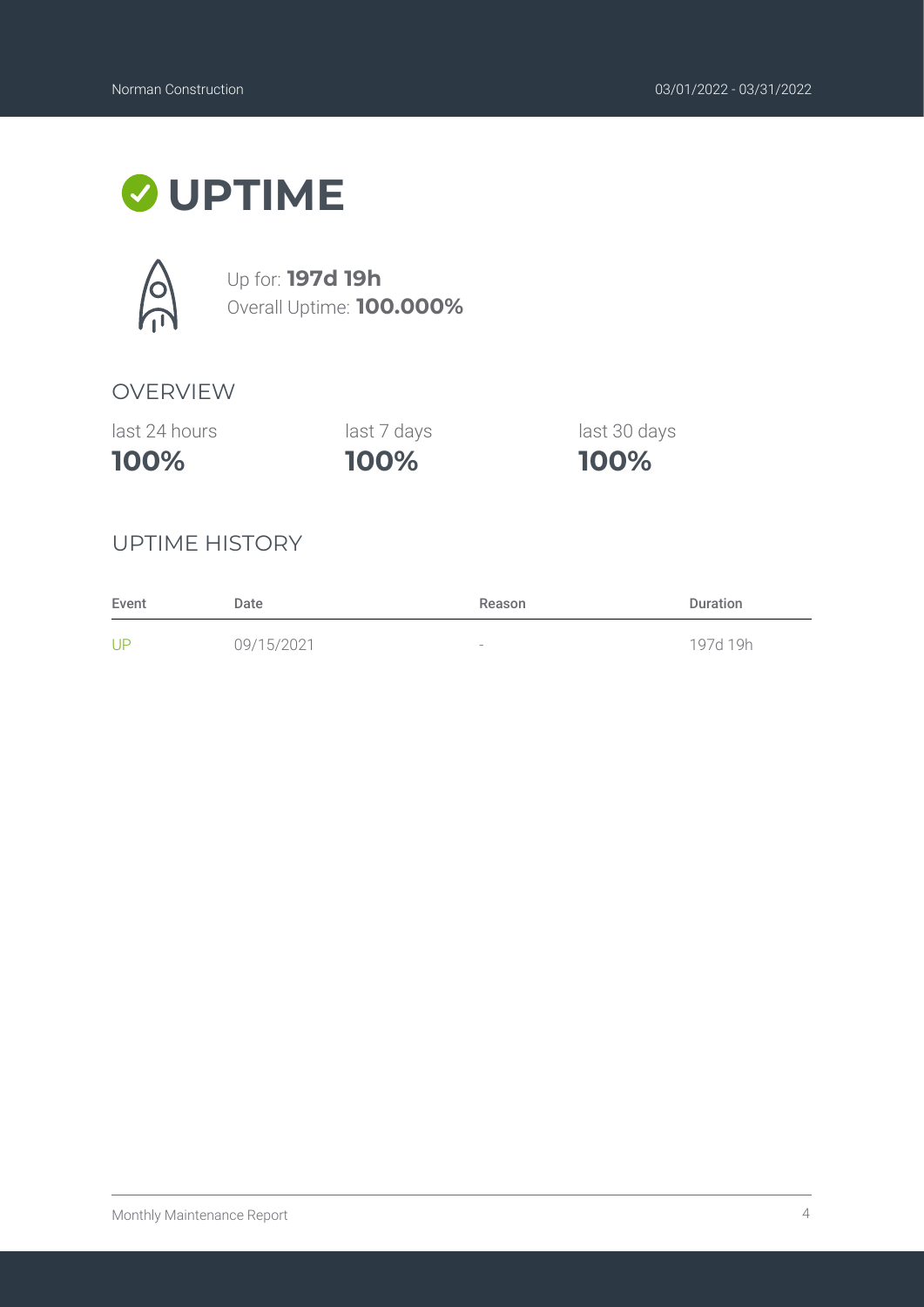# UPTIME

Up for: **197d 19h**
Overall Uptime: **100.000%**

## OVERVIEW

| last 24 hours | last 7 days | last 30 days |
| --- | --- | --- |
| **100%** | **100%** | **100%** |

## UPTIME HISTORY

| Event | Date | Reason | Duration |
| --- | --- | --- | --- |
| UP | 09/15/2021 | - | 197d 19h |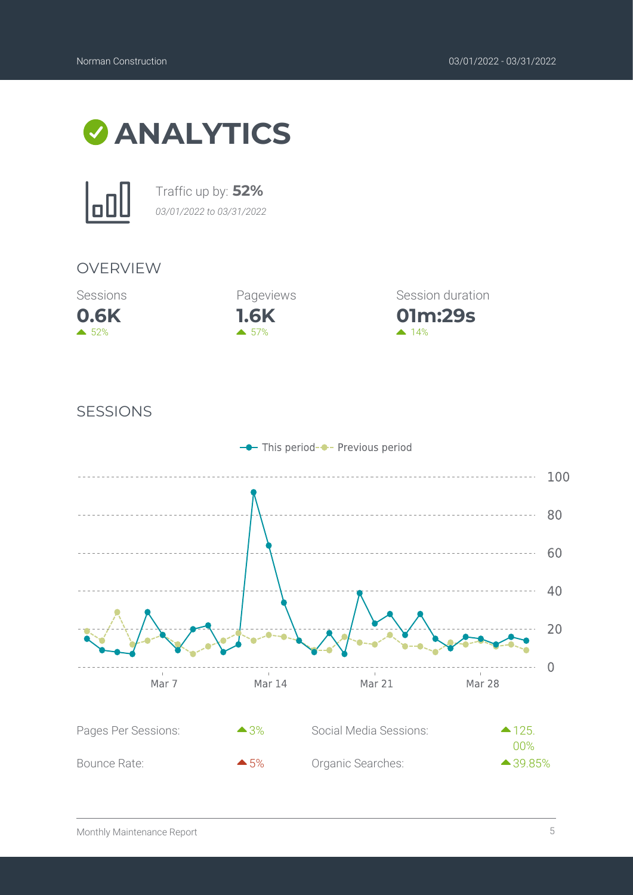# ANALYTICS

Traffic up by: **52%**

*03/01/2022 to 03/31/2022*

## OVERVIEW

| Sessions | Pageviews | Session duration |
| --- | --- | --- |
| **0.6K** | **1.6K** | **01m:29s** |
| ▲ 52% | ▲ 57% | ▲ 14% |

## SESSIONS

This period — Previous period

| | | | |
| --- | --- | --- | --- |
| Pages Per Sessions: | ▲3% | Social Media Sessions: | ▲125.00% |
| Bounce Rate: | ▲5% | Organic Searches: | ▲39.85% |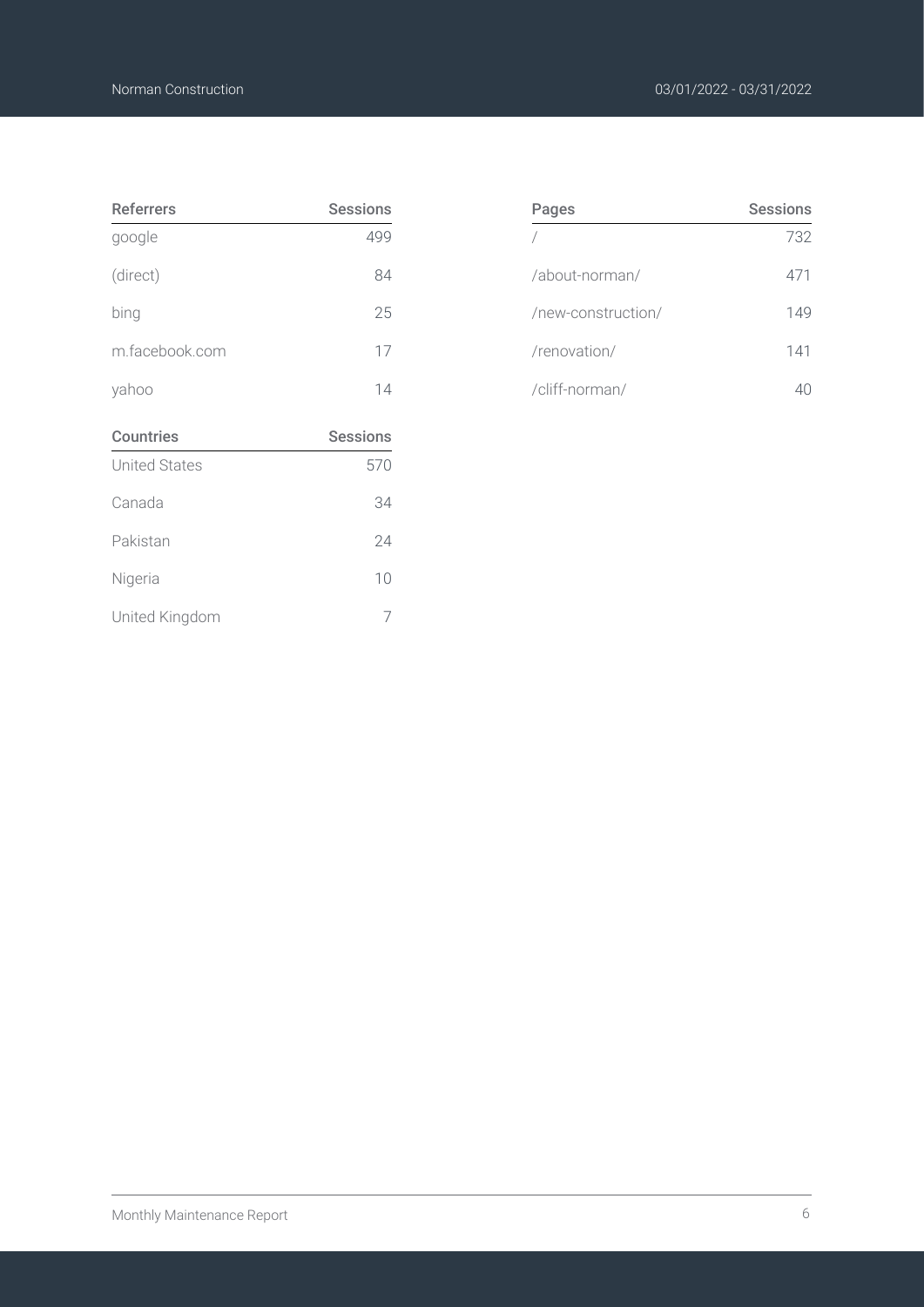| Referrers | Sessions |
|---|---|
| google | 499 |
| (direct) | 84 |
| bing | 25 |
| m.facebook.com | 17 |
| yahoo | 14 |

| Countries | Sessions |
|---|---|
| United States | 570 |
| Canada | 34 |
| Pakistan | 24 |
| Nigeria | 10 |
| United Kingdom | 7 |

| Pages | Sessions |
|---|---|
| / | 732 |
| /about-norman/ | 471 |
| /new-construction/ | 149 |
| /renovation/ | 141 |
| /cliff-norman/ | 40 |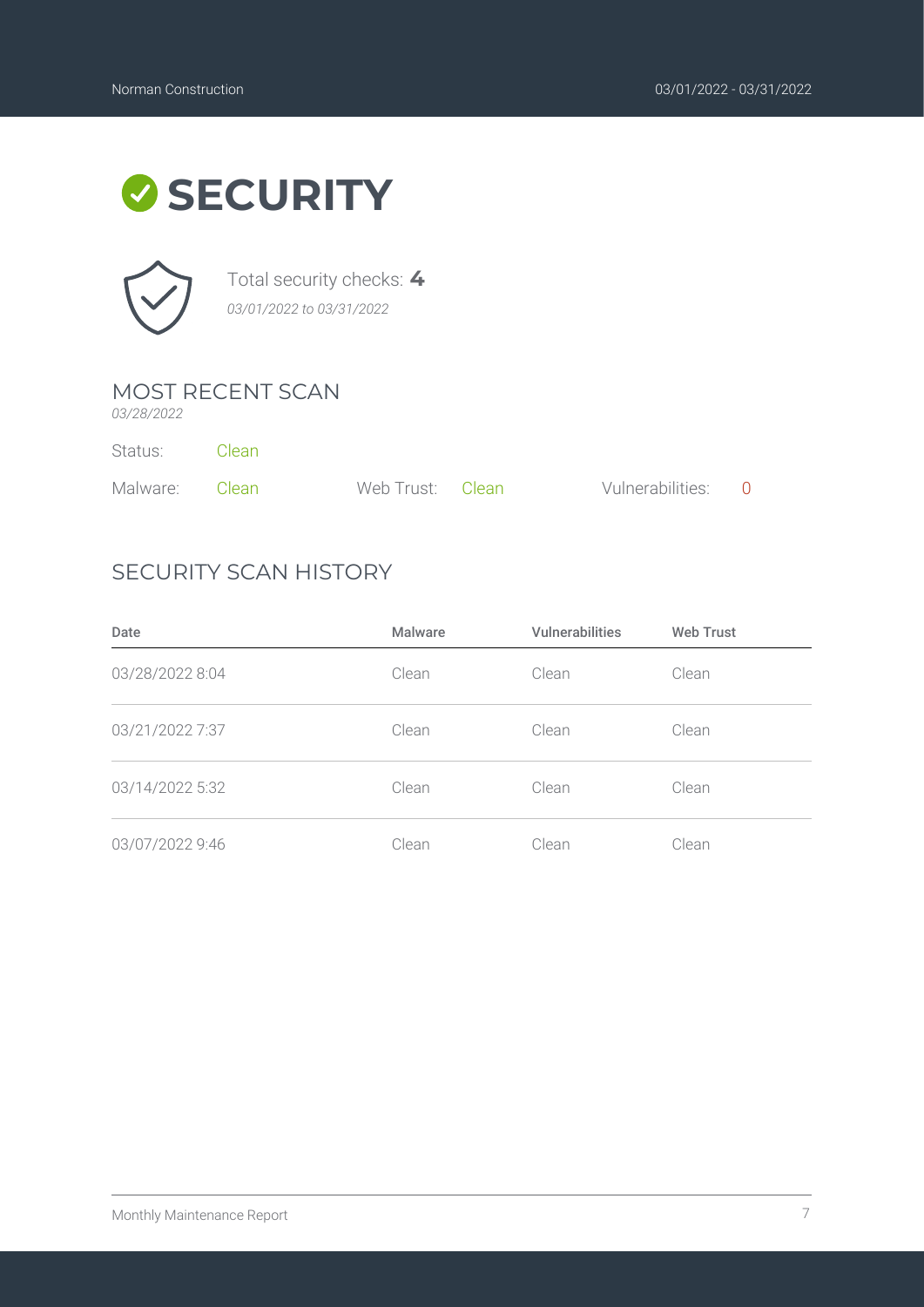# SECURITY

Total security checks: **4**

*03/01/2022 to 03/31/2022*

## MOST RECENT SCAN

*03/28/2022*

Status: Clean

Malware: Clean

Web Trust: Clean

Vulnerabilities: 0

## SECURITY SCAN HISTORY

| Date | Malware | Vulnerabilities | Web Trust |
|---|---|---|---|
| 03/28/2022 8:04 | Clean | Clean | Clean |
| 03/21/2022 7:37 | Clean | Clean | Clean |
| 03/14/2022 5:32 | Clean | Clean | Clean |
| 03/07/2022 9:46 | Clean | Clean | Clean |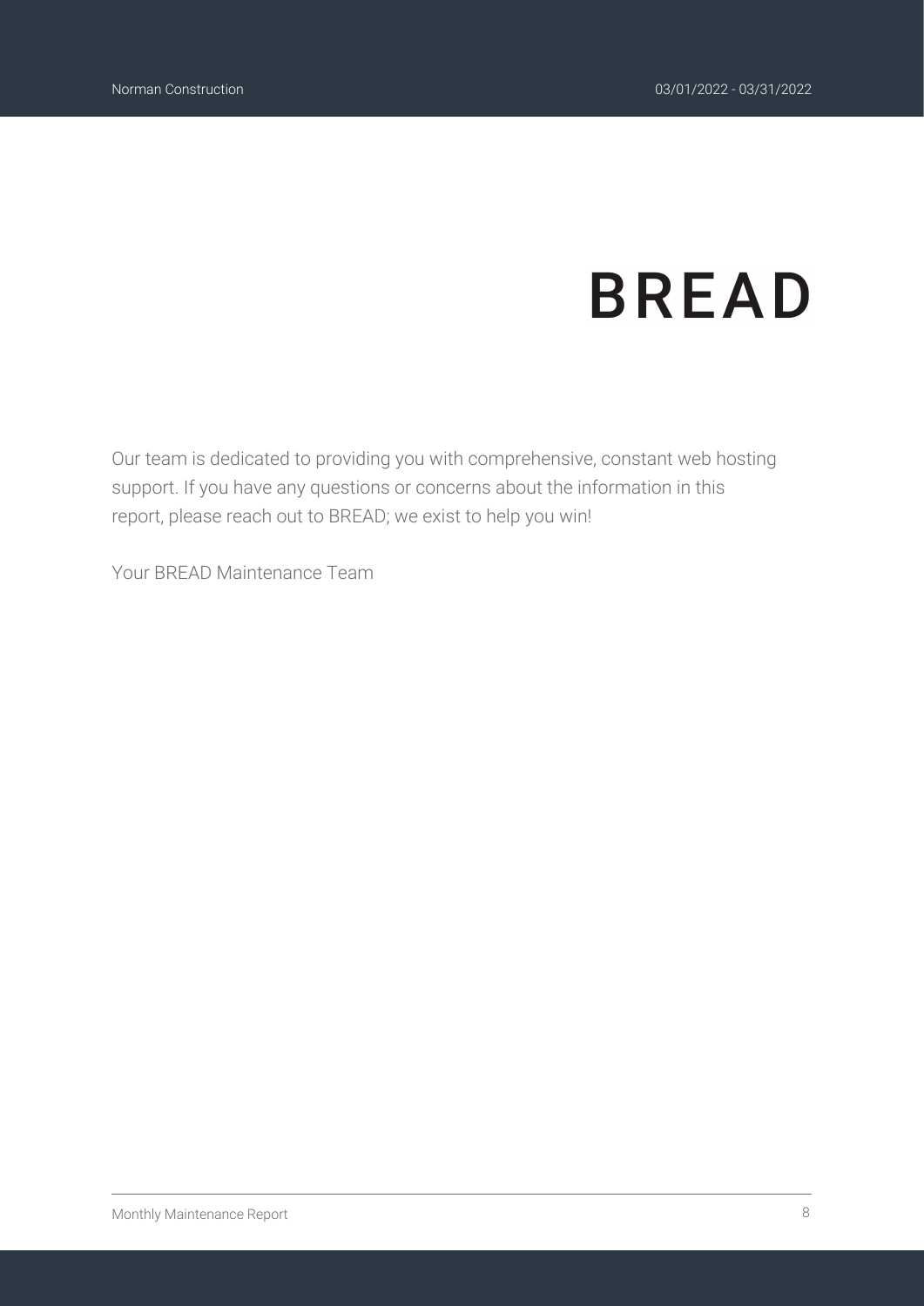# BREAD

Our team is dedicated to providing you with comprehensive, constant web hosting support. If you have any questions or concerns about the information in this report, please reach out to BREAD; we exist to help you win!

Your BREAD Maintenance Team